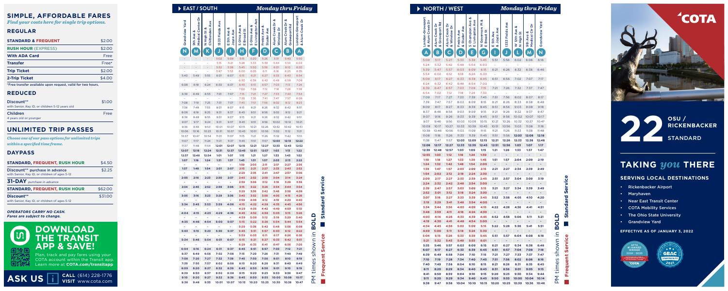# SIMPLE, AFFORDABLE FARES

*Find your costs here for single trip options.*

## REGULAR

| STANDARD & FREQUENT | $2.00 |
|---|---|
| RUSH HOUR (EXPRESS) | $2.00 |
| With ADA Card | Free |
| Transfer | Free* |
| Trip Ticket | $2.00 |
| 2-Trip Ticket | $4.00 |

*Free transfer available upon request, valid for two hours.

## REDUCED

| Discount** with Senior, Key ID, or children 5-12 years old | $1.00 |
|---|---|
| Children 4 years old or younger | Free |

# UNLIMITED TRIP PASSES

*Choose one of our pass options for unlimited trips within a specified time frame.*

## DAYPASS

| STANDARD, FREQUENT, RUSH HOUR | $4.50 |
|---|---|
| Discount** purchase in advance with Senior, Key ID, or children of ages 5-12 | $2.25 |

## 31-DAY *purchase in advance*

| STANDARD, FREQUENT, RUSH HOUR | $62.00 |
|---|---|
| Discount** with Senior, Key ID, or children of ages 5-12 | $31.00 |

*OPERATORS CARRY NO CASH. Fares are subject to change.*

# DOWNLOAD THE TRANSIT APP & SAVE!

Plan, track and pay fares using your COTA account within the Transit app. Learn more at **COTA.com/transitapp**

**ASK US** — **CALL** (614) 228-1776 — **VISIT** www.cota.com

## EAST / SOUTH — *Monday thru Friday*

| N Grandview Yard | M 9th Ave & Medical Center Dr | K N High St & Chittenden Ave | J 1333 Fields Ave | I E 5th Ave & Joyce Ave | H S Ohio Ave & E Broad St | F S Ohio Ave & E Livingston Ave | D Frebis Ave & Studer Ave | C Alum Creek Dr & Winslow Dr | B Alum Creek Dr & Groveport Rd | A London-Groveport & Alum Creek Dr |
|---|---|---|---|---|---|---|---|---|---|---|
| - | - | - | 5:02 | 5:08 | 5:15 | 5:20 | 5:26 | 5:31 | 5:40 | 5:50 |
| - | - | - | 5:15 | 5:21 | 5:28 | 5:33 | 5:39 | 5:44 | 5:53 | 6:03 |
| - | - | - | 5:32 | 5:38 | 5:45 | 5:50 | 5:56 | 6:01 | 6:10 | 6:20 |
| - | - | - | 5:47 | 5:53 | 6:00 | 6:05 | 6:11 | 6:16 | 6:25 | 6:35 |
| 5:40 | 5:49 | 5:55 | 6:01 | 6:07 | 6:15 | 6:21 | 6:27 | 6:33 | 6:43 | 6:54 |
| - | - | - | - | - | 6:30 | 6:36 | 6:42 | 6:48 | 6:58 | 7:09 |
| 6:08 | 6:18 | 6:24 | 6:30 | 6:37 | 6:45 | 6:51 | 6:57 | 7:03 | 7:13 | 7:24 |
| - | - | - | - | - | 7:00 | 7:06 | 7:12 | 7:18 | 7:28 | 7:39 |
| 6:39 | 6:49 | 6:55 | 7:01 | 7:07 | 7:15 | 7:21 | 7:27 | 7:33 | 7:43 | 7:54 |
| - | - | - | - | - | 7:30 | 7:36 | 7:41 | 7:47 | 7:57 | 8:08 |
| 7:08 | 7:19 | 7:25 | 7:31 | 7:37 | 7:45 | 7:51 | 7:56 | 8:02 | 8:12 | 8:23 |
| 7:38 | 7:48 | 7:55 | 8:01 | 8:07 | 8:15 | 8:21 | 8:26 | 8:32 | 8:42 | 8:51 |
| 8:08 | 8:18 | 8:25 | 8:31 | 8:37 | 8:45 | 8:51 | 8:56 | 9:02 | 9:12 | 9:21 |
| 8:38 | 8:48 | 8:55 | 9:01 | 9:07 | 9:15 | 9:21 | 9:26 | 9:32 | 9:42 | 9:51 |
| 9:07 | 9:17 | 9:24 | 9:31 | 9:37 | 9:45 | 9:51 | 9:56 | 10:02 | 10:12 | 10:21 |
| 9:36 | 9:46 | 9:53 | 10:01 | 10:07 | 10:15 | 10:21 | 10:26 | 10:32 | 10:42 | 10:51 |
| 10:06 | 10:16 | 10:23 | 10:31 | 10:37 | 10:45 | 10:51 | 10:56 | 11:02 | 11:12 | 11:21 |
| 10:37 | 10:47 | 10:54 | 11:01 | 11:07 | 11:15 | 11:21 | 11:26 | 11:32 | 11:42 | 11:51 |
| 11:07 | 11:17 | 11:24 | 11:31 | 11:37 | 11:45 | 11:51 | 11:57 | **12:03** | **12:13** | **12:22** |
| 11:37 | 11:48 | 11:54 | **12:01** | **12:07** | **12:15** | **12:21** | **12:27** | **12:33** | **12:43** | **12:52** |
| **12:07** | **12:18** | **12:24** | **12:31** | **12:37** | **12:45** | **12:51** | **12:57** | **1:03** | **1:13** | **1:22** |
| **12:37** | **12:48** | **12:54** | **1:01** | **1:07** | **1:15** | **1:21** | **1:27** | **1:33** | **1:43** | **1:52** |
| **1:07** | **1:18** | **1:24** | **1:31** | **1:37** | **1:45** | **1:51** | **1:57** | **2:03** | **2:13** | **2:22** |
| - | - | - | - | - | **1:59** | **2:05** | **2:11** | **2:17** | **2:27** | **2:36** |
| **1:37** | **1:48** | **1:54** | **2:01** | **2:07** | **2:15** | **2:21** | **2:27** | **2:33** | **2:43** | **2:52** |
| - | - | - | - | - | **2:29** | **2:35** | **2:41** | **2:47** | **2:57** | **3:06** |
| **2:05** | **2:16** | **2:23** | **2:30** | **2:37** | **2:45** | **2:52** | **2:58** | **3:04** | **3:14** | **3:24** |
| - | - | - | - | - | **2:59** | **3:06** | **3:12** | **3:18** | **3:28** | **3:38** |
| **2:34** | **2:45** | **2:52** | **2:59** | **3:06** | **3:15** | **3:22** | **3:28** | **3:34** | **3:44** | **3:54** |
| - | - | - | - | - | **3:29** | **3:36** | **3:42** | **3:48** | **3:58** | **4:08** |
| **3:05** | **3:16** | **3:23** | **3:29** | **3:36** | **3:45** | **3:52** | **3:58** | **4:05** | **4:15** | **4:26** |
| - | - | - | - | - | **3:59** | **4:06** | **4:12** | **4:19** | **4:29** | **4:40** |
| **3:34** | **3:45** | **3:53** | **3:59** | **4:06** | **4:15** | **4:22** | **4:28** | **4:35** | **4:45** | **4:56** |
| - | - | - | - | - | **4:29** | **4:36** | **4:42** | **4:49** | **4:59** | **5:10** |
| **4:04** | **4:15** | **4:23** | **4:29** | **4:36** | **4:45** | **4:52** | **4:59** | **5:05** | **5:15** | **5:26** |
| - | - | - | - | - | **4:59** | **5:06** | **5:12** | **5:19** | **5:29** | **5:40** |
| **4:35** | **4:46** | **4:54** | **5:00** | **5:07** | **5:15** | **5:22** | **5:28** | **5:34** | **5:44** | **5:54** |
| - | - | - | - | - | **5:29** | **5:36** | **5:42** | **5:48** | **5:58** | **6:08** |
| **5:03** | **5:15** | **5:23** | **5:30** | **5:37** | **5:45** | **5:51** | **5:57** | **6:03** | **6:12** | **6:22** |
| - | - | - | - | - | **5:59** | **6:05** | **6:11** | **6:17** | **6:26** | **6:36** |
| **5:34** | **5:46** | **5:54** | **6:01** | **6:07** | **6:15** | **6:21** | **6:27** | **6:33** | **6:42** | **6:51** |
| - | - | - | - | - | **6:29** | **6:35** | **6:41** | **6:47** | **6:56** | **7:05** |
| **6:04** | **6:16** | **6:24** | **6:31** | **6:37** | **6:45** | **6:51** | **6:57** | **7:03** | **7:12** | **7:21** |
| **6:37** | **6:49** | **6:56** | **7:02** | **7:08** | **7:15** | **7:20** | **7:26** | **7:31** | **7:40** | **7:49** |
| **7:08** | **7:20** | **7:27** | **7:32** | **7:38** | **7:45** | **7:50** | **7:56** | **8:01** | **8:10** | **8:19** |
| **7:39** | **7:50** | **7:57** | **8:02** | **8:08** | **8:15** | **8:20** | **8:26** | **8:31** | **8:40** | **8:49** |
| **8:09** | **8:20** | **8:27** | **8:32** | **8:38** | **8:45** | **8:50** | **8:56** | **9:01** | **9:10** | **9:19** |
| **8:39** | **8:50** | **8:57** | **9:02** | **9:08** | **9:15** | **9:20** | **9:25** | **9:30** | **9:36** | **9:47** |
| **9:10** | **9:20** | **9:27** | **9:32** | **9:38** | **9:45** | **9:50** | **9:55** | **10:00** | **10:06** | **10:17** |
| **9:38** | **9:48** | **9:55** | **10:01** | **10:07** | **10:15** | **10:20** | **10:25** | **10:30** | **10:38** | **10:47** |

PM times shown in **BOLD** — ■ Frequent Service ■ Standard Service

## NORTH / WEST — *Monday thru Friday*

| A London-Groveport & Alum Creek Dr | B Alum Creek Dr & Groveport Rd | C Alum Creek Dr & Winslow Dr | D Frebis Ave & Studer Ave | E S Champion Ave & E Livingston Ave | G N Governors Pl & E Broad St | I E 5th Ave & Joyce Ave | J 1333 Fields Ave | L W 12th Ave & N High St | M 9th Ave & Medical Ctr Dr | N Grandview Yard |
|---|---|---|---|---|---|---|---|---|---|---|
| 5:09 | 5:17 | 5:27 | 5:33 | 5:39 | 5:45 | 5:51 | 5:56 | 6:02 | 6:06 | 6:16 |
| 5:24 | 5:32 | 5:42 | 5:48 | 5:54 | 6:00 | - | - | - | - | - |
| 5:39 | 5:47 | 5:57 | 6:03 | 6:09 | 6:15 | 6:21 | 6:26 | 6:32 | 6:36 | 6:46 |
| 5:54 | 6:02 | 6:12 | 6:18 | 6:24 | 6:30 | - | - | - | - | - |
| 6:09 | 6:17 | 6:27 | 6:33 | 6:39 | 6:45 | 6:51 | 6:56 | 7:02 | 7:07 | 7:17 |
| 6:24 | 6:32 | 6:42 | 6:48 | 6:54 | 7:00 | - | - | - | - | - |
| 6:39 | 6:47 | 6:57 | 7:03 | 7:09 | 7:15 | 7:21 | 7:26 | 7:32 | 7:37 | 7:47 |
| 6:54 | 7:02 | 7:12 | 7:18 | 7:24 | 7:30 | - | - | - | - | - |
| 7:09 | 7:17 | 7:27 | 7:33 | 7:39 | 7:45 | 7:51 | 7:56 | 8:02 | 8:07 | 8:17 |
| 7:39 | 7:47 | 7:57 | 8:03 | 8:09 | 8:15 | 8:21 | 8:26 | 8:33 | 8:38 | 8:48 |
| 8:09 | 8:17 | 8:27 | 8:33 | 8:39 | 8:45 | 8:51 | 8:56 | 9:03 | 9:08 | 9:18 |
| 8:37 | 8:46 | 8:56 | 9:03 | 9:09 | 9:15 | 9:21 | 9:26 | 9:32 | 9:37 | 9:47 |
| 9:07 | 9:16 | 9:26 | 9:33 | 9:39 | 9:45 | 9:51 | 9:56 | 10:02 | 10:07 | 10:17 |
| 9:37 | 9:46 | 9:56 | 10:03 | 10:09 | 10:15 | 10:21 | 10:26 | 10:32 | 10:37 | 10:47 |
| 10:09 | 10:17 | 10:27 | 10:33 | 10:39 | 10:45 | 10:51 | 10:56 | 11:03 | 11:08 | 11:18 |
| 10:38 | 10:46 | 10:56 | 11:03 | 11:09 | 11:15 | 11:21 | 11:26 | 11:33 | 11:38 | 11:48 |
| 11:08 | 11:16 | 11:26 | 11:33 | 11:39 | 11:45 | 11:51 | 11:56 | **12:03** | **12:08** | **12:18** |
| 11:38 | 11:47 | 11:57 | **12:03** | **12:09** | **12:15** | **12:21** | **12:26** | **12:33** | **12:38** | **12:48** |
| **12:08** | **12:17** | **12:27** | **12:33** | **12:39** | **12:45** | **12:51** | **12:56** | **1:03** | **1:07** | **1:17** |
| **12:39** | **12:48** | **12:57** | **1:03** | **1:09** | **1:15** | **1:21** | **1:26** | **1:33** | **1:37** | **1:47** |
| **12:55** | **1:03** | **1:12** | **1:18** | **1:24** | **1:30** | - | - | - | - | - |
| **1:10** | **1:18** | **1:27** | **1:33** | **1:39** | **1:45** | **1:51** | **1:57** | **2:04** | **2:09** | **2:19** |
| **1:24** | **1:32** | **1:42** | **1:48** | **1:54** | **2:00** | - | - | - | - | - |
| **1:39** | **1:47** | **1:57** | **2:03** | **2:09** | **2:15** | **2:21** | **2:27** | **2:34** | **2:39** | **2:49** |
| **1:54** | **2:02** | **2:12** | **2:18** | **2:24** | **2:30** | - | - | - | - | - |
| **2:09** | **2:17** | **2:27** | **2:33** | **2:39** | **2:45** | **2:51** | **2:57** | **3:04** | **3:09** | **3:19** |
| **2:24** | **2:32** | **2:42** | **2:48** | **2:54** | **3:00** | - | - | - | - | - |
| **2:39** | **2:47** | **2:57** | **3:03** | **3:09** | **3:15** | **3:21** | **3:27** | **3:34** | **3:39** | **3:49** |
| **2:52** | **3:01** | **3:12** | **3:18** | **3:24** | **3:30** | - | - | - | - | - |
| **3:07** | **3:16** | **3:27** | **3:33** | **3:39** | **3:45** | **3:52** | **3:58** | **4:05** | **4:10** | **4:20** |
| **3:19** | **3:29** | **3:41** | **3:48** | **3:54** | **4:00** | - | - | - | - | - |
| **3:34** | **3:44** | **3:56** | **4:03** | **4:09** | **4:15** | **4:22** | **4:28** | **4:36** | **4:41** | **4:51** |
| **3:48** | **3:59** | **4:11** | **4:18** | **4:24** | **4:30** | - | - | - | - | - |
| **4:03** | **4:14** | **4:26** | **4:33** | **4:39** | **4:45** | **4:52** | **4:58** | **5:06** | **5:11** | **5:21** |
| **4:19** | **4:30** | **4:41** | **4:48** | **4:54** | **5:00** | - | - | - | - | - |
| **4:34** | **4:45** | **4:56** | **5:03** | **5:09** | **5:15** | **5:22** | **5:28** | **5:36** | **5:41** | **5:51** |
| **4:49** | **5:00** | **5:11** | **5:18** | **5:24** | **5:30** | - | - | - | - | - |
| **5:04** | **5:15** | **5:26** | **5:33** | **5:39** | **5:45** | **5:51** | **5:57** | **6:04** | **6:08** | **6:18** |
| **5:21** | **5:32** | **5:43** | **5:49** | **5:55** | **6:01** | - | - | - | - | - |
| **5:35** | **5:46** | **5:57** | **6:03** | **6:09** | **6:15** | **6:21** | **6:27** | **6:34** | **6:38** | **6:48** |
| **6:07** | **6:17** | **6:27** | **6:33** | **6:39** | **6:45** | **6:51** | **6:57** | **7:04** | **7:08** | **7:18** |
| **6:39** | **6:49** | **6:58** | **7:04** | **7:10** | **7:15** | **7:21** | **7:27** | **7:33** | **7:37** | **7:47** |
| **7:10** | **7:19** | **7:28** | **7:34** | **7:40** | **7:45** | **7:51** | **7:56** | **8:02** | **8:06** | **8:16** |
| **7:40** | **7:49** | **7:58** | **8:04** | **8:10** | **8:15** | **8:21** | **8:26** | **8:31** | **8:35** | **8:45** |
| **8:11** | **8:20** | **8:29** | **8:34** | **8:40** | **8:45** | **8:51** | **8:56** | **9:01** | **9:05** | **9:15** |
| **8:41** | **8:50** | **8:59** | **9:04** | **9:10** | **9:15** | **9:20** | **9:25** | **9:30** | **9:34** | **9:44** |
| **9:11** | **9:20** | **9:29** | **9:34** | **9:40** | **9:45** | **9:50** | **9:55** | **10:00** | **10:04** | **10:14** |
| **9:38** | **9:47** | **9:58** | **10:04** | **10:10** | **10:15** | **10:20** | **10:25** | **10:30** | **10:36** | **10:46** |

PM times shown in **BOLD** — ■ Frequent Service ■ Standard Service

# COTA

# 22 OSU / RICKENBACKER

STANDARD

# TAKING *you* THERE

## SERVING LOCAL DESTINATIONS

- Rickenbacker Airport
- Maryhaven
- Near East Transit Center
- COTA Mobility Services
- The Ohio State University
- Grandview Yard

**EFFECTIVE AS OF JANUARY 3, 2022**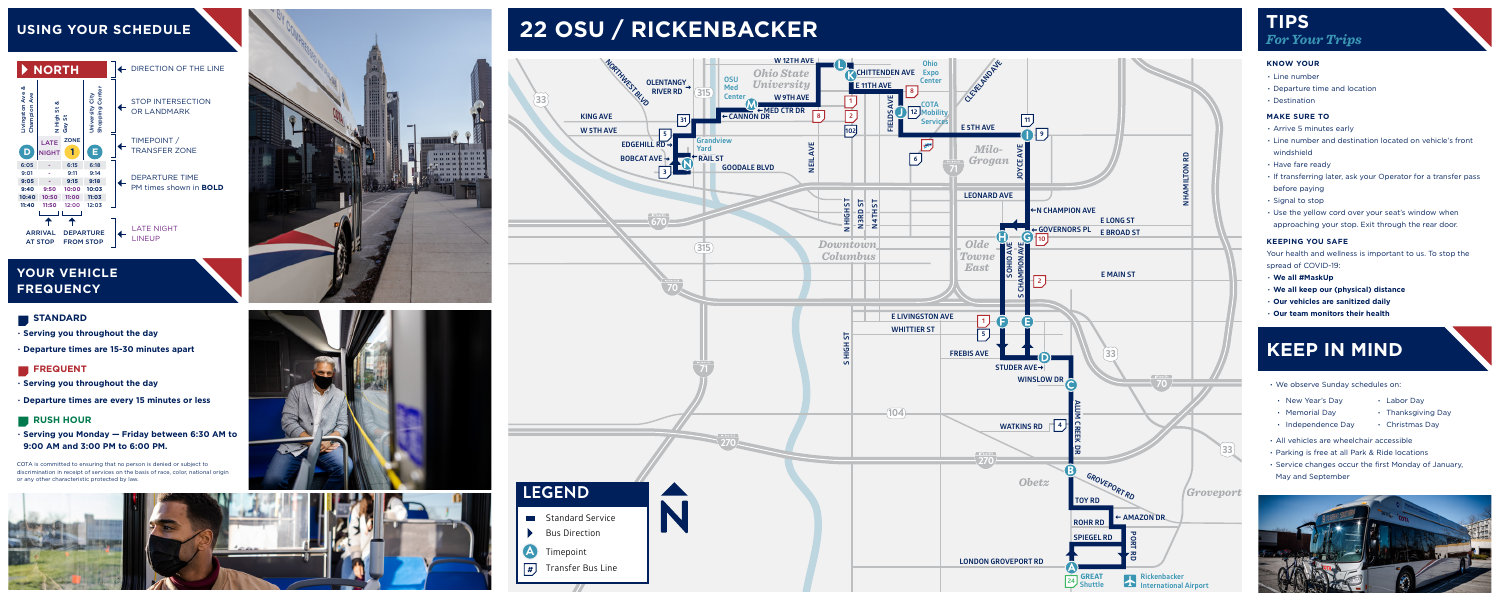## USING YOUR SCHEDULE

▶ NORTH ← DIRECTION OF THE LINE

← STOP INTERSECTION OR LANDMARK

← TIMEPOINT / TRANSFER ZONE

← DEPARTURE TIME PM times shown in **BOLD**

← LATE NIGHT LINEUP

| Livingston Ave & Champion Ave | N High St & Gay St | University City Shopping Center |
|---|---|---|
| D | LATE NIGHT 1 (ZONE) | E |
| 6:05 | - | 6:15 | 6:18 |
| 9:01 | - | 9:11 | 9:14 |
| **9:05** | - | **9:15** | **9:18** |
| **9:40** | **9:50** | **10:00** | **10:03** |
| **10:40** | **10:50** | **11:00** | **11:03** |
| **11:40** | **11:50** | **12:00** | **12:03** |

ARRIVAL AT STOP — DEPARTURE FROM STOP

## YOUR VEHICLE FREQUENCY

**STANDARD**

- **Serving you throughout the day**
- **Departure times are 15-30 minutes apart**

**FREQUENT**

- **Serving you throughout the day**
- **Departure times are every 15 minutes or less**

**RUSH HOUR**

- **Serving you Monday — Friday between 6:30 AM to 9:00 AM and 3:00 PM to 6:00 PM.**

COTA is committed to ensuring that no person is denied or subject to discrimination in receipt of services on the basis of race, color, national origin or any other characteristic protected by law.

# 22 OSU / RICKENBACKER

## LEGEND

- Standard Service
- Bus Direction
- A Timepoint
- # Transfer Bus Line

## TIPS
*For Your Trips*

### KNOW YOUR

- Line number
- Departure time and location
- Destination

### MAKE SURE TO

- Arrive 5 minutes early
- Line number and destination located on vehicle's front windshield
- Have fare ready
- If transferring later, ask your Operator for a transfer pass before paying
- Signal to stop
- Use the yellow cord over your seat's window when approaching your stop. Exit through the rear door.

### KEEPING YOU SAFE

Your health and wellness is important to us. To stop the spread of COVID-19:

- **We all #MaskUp**
- **We all keep our (physical) distance**
- **Our vehicles are sanitized daily**
- **Our team monitors their health**

## KEEP IN MIND

- We observe Sunday schedules on:
  - New Year's Day
  - Memorial Day
  - Independence Day
  - Labor Day
  - Thanksgiving Day
  - Christmas Day
- All vehicles are wheelchair accessible
- Parking is free at all Park & Ride locations
- Service changes occur the first Monday of January, May and September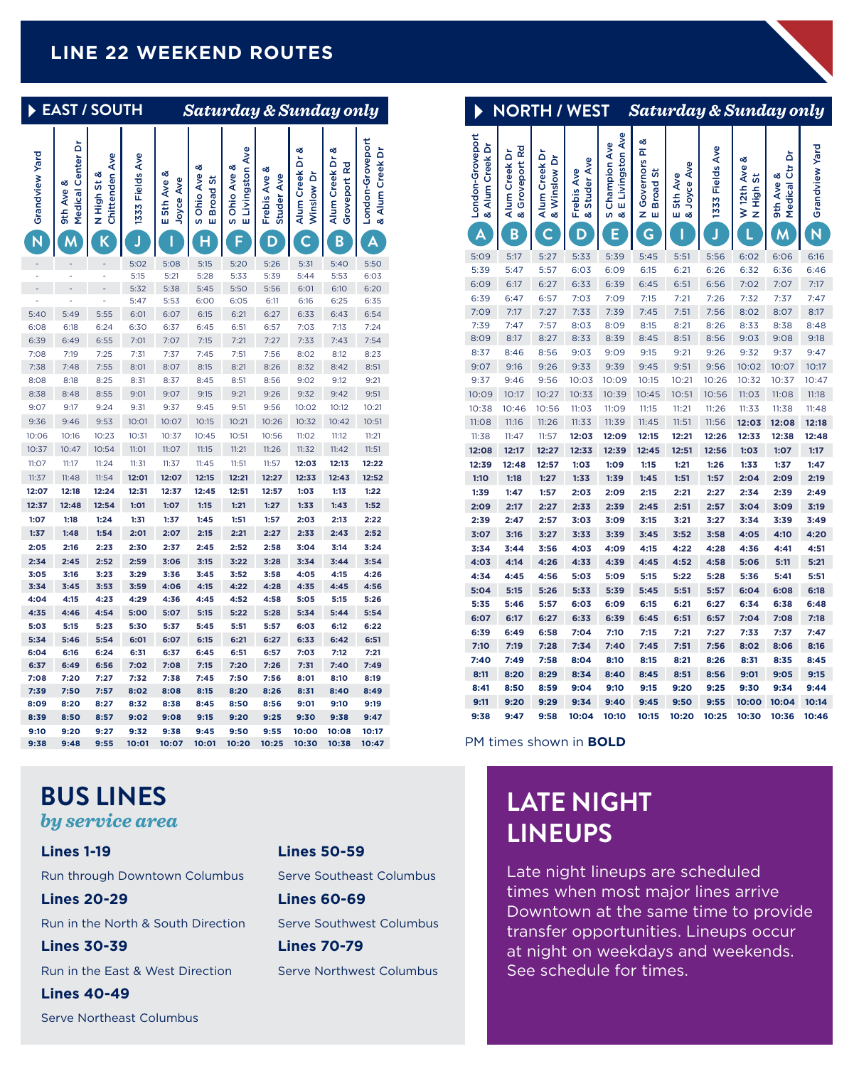# LINE 22 WEEKEND ROUTES

## EAST / SOUTH — *Saturday & Sunday only*

| Grandview Yard (N) | 9th Ave & Medical Center Dr (M) | N High St & Chittenden Ave (K) | 1333 Fields Ave (J) | E 5th Ave & Joyce Ave (I) | S Ohio Ave & E Broad St (H) | S Ohio Ave & E Livingston Ave (F) | Frebis Ave & Studer Ave (D) | Alum Creek Dr & Winslow Dr (C) | Alum Creek Dr & Groveport Rd (B) | London-Groveport & Alum Creek Dr (A) |
|---|---|---|---|---|---|---|---|---|---|---|
| - | - | - | 5:02 | 5:08 | 5:15 | 5:20 | 5:26 | 5:31 | 5:40 | 5:50 |
| - | - | - | 5:15 | 5:21 | 5:28 | 5:33 | 5:39 | 5:44 | 5:53 | 6:03 |
| - | - | - | 5:32 | 5:38 | 5:45 | 5:50 | 5:56 | 6:01 | 6:10 | 6:20 |
| - | - | - | 5:47 | 5:53 | 6:00 | 6:05 | 6:11 | 6:16 | 6:25 | 6:35 |
| 5:40 | 5:49 | 5:55 | 6:01 | 6:07 | 6:15 | 6:21 | 6:27 | 6:33 | 6:43 | 6:54 |
| 6:08 | 6:18 | 6:24 | 6:30 | 6:37 | 6:45 | 6:51 | 6:57 | 7:03 | 7:13 | 7:24 |
| 6:39 | 6:49 | 6:55 | 7:01 | 7:07 | 7:15 | 7:21 | 7:27 | 7:33 | 7:43 | 7:54 |
| 7:08 | 7:19 | 7:25 | 7:31 | 7:37 | 7:45 | 7:51 | 7:56 | 8:02 | 8:12 | 8:23 |
| 7:38 | 7:48 | 7:55 | 8:01 | 8:07 | 8:15 | 8:21 | 8:26 | 8:32 | 8:42 | 8:51 |
| 8:08 | 8:18 | 8:25 | 8:31 | 8:37 | 8:45 | 8:51 | 8:56 | 9:02 | 9:12 | 9:21 |
| 8:38 | 8:48 | 8:55 | 9:01 | 9:07 | 9:15 | 9:21 | 9:26 | 9:32 | 9:42 | 9:51 |
| 9:07 | 9:17 | 9:24 | 9:31 | 9:37 | 9:45 | 9:51 | 9:56 | 10:02 | 10:12 | 10:21 |
| 9:36 | 9:46 | 9:53 | 10:01 | 10:07 | 10:15 | 10:21 | 10:26 | 10:32 | 10:42 | 10:51 |
| 10:06 | 10:16 | 10:23 | 10:31 | 10:37 | 10:45 | 10:51 | 10:56 | 11:02 | 11:12 | 11:21 |
| 10:37 | 10:47 | 10:54 | 11:01 | 11:07 | 11:15 | 11:21 | 11:26 | 11:32 | 11:42 | 11:51 |
| 11:07 | 11:17 | 11:24 | 11:31 | 11:37 | 11:45 | 11:51 | 11:57 | **12:03** | **12:13** | **12:22** |
| 11:37 | 11:48 | 11:54 | **12:01** | **12:07** | **12:15** | **12:21** | **12:27** | **12:33** | **12:43** | **12:52** |
| **12:07** | **12:18** | **12:24** | **12:31** | **12:37** | **12:45** | **12:51** | **12:57** | **1:03** | **1:13** | **1:22** |
| **12:37** | **12:48** | **12:54** | **1:01** | **1:07** | **1:15** | **1:21** | **1:27** | **1:33** | **1:43** | **1:52** |
| **1:07** | **1:18** | **1:24** | **1:31** | **1:37** | **1:45** | **1:51** | **1:57** | **2:03** | **2:13** | **2:22** |
| **1:37** | **1:48** | **1:54** | **2:01** | **2:07** | **2:15** | **2:21** | **2:27** | **2:33** | **2:43** | **2:52** |
| **2:05** | **2:16** | **2:23** | **2:30** | **2:37** | **2:45** | **2:52** | **2:58** | **3:04** | **3:14** | **3:24** |
| **2:34** | **2:45** | **2:52** | **2:59** | **3:06** | **3:15** | **3:22** | **3:28** | **3:34** | **3:44** | **3:54** |
| **3:05** | **3:16** | **3:23** | **3:29** | **3:36** | **3:45** | **3:52** | **3:58** | **4:05** | **4:15** | **4:26** |
| **3:34** | **3:45** | **3:53** | **3:59** | **4:06** | **4:15** | **4:22** | **4:28** | **4:35** | **4:45** | **4:56** |
| **4:04** | **4:15** | **4:23** | **4:29** | **4:36** | **4:45** | **4:52** | **4:58** | **5:05** | **5:15** | **5:26** |
| **4:35** | **4:46** | **4:54** | **5:00** | **5:07** | **5:15** | **5:22** | **5:28** | **5:34** | **5:44** | **5:54** |
| **5:03** | **5:15** | **5:23** | **5:30** | **5:37** | **5:45** | **5:51** | **5:57** | **6:03** | **6:12** | **6:22** |
| **5:34** | **5:46** | **5:54** | **6:01** | **6:07** | **6:15** | **6:21** | **6:27** | **6:33** | **6:42** | **6:51** |
| **6:04** | **6:16** | **6:24** | **6:31** | **6:37** | **6:45** | **6:51** | **6:57** | **7:03** | **7:12** | **7:21** |
| **6:37** | **6:49** | **6:56** | **7:02** | **7:08** | **7:15** | **7:20** | **7:26** | **7:31** | **7:40** | **7:49** |
| **7:08** | **7:20** | **7:27** | **7:32** | **7:38** | **7:45** | **7:50** | **7:56** | **8:01** | **8:10** | **8:19** |
| **7:39** | **7:50** | **7:57** | **8:02** | **8:08** | **8:15** | **8:20** | **8:26** | **8:31** | **8:40** | **8:49** |
| **8:09** | **8:20** | **8:27** | **8:32** | **8:38** | **8:45** | **8:50** | **8:56** | **9:01** | **9:10** | **9:19** |
| **8:39** | **8:50** | **8:57** | **9:02** | **9:08** | **9:15** | **9:20** | **9:25** | **9:30** | **9:38** | **9:47** |
| **9:10** | **9:20** | **9:27** | **9:32** | **9:38** | **9:45** | **9:50** | **9:55** | **10:00** | **10:08** | **10:17** |
| **9:38** | **9:48** | **9:55** | **10:01** | **10:07** | **10:01** | **10:20** | **10:25** | **10:30** | **10:38** | **10:47** |

## NORTH / WEST — *Saturday & Sunday only*

| London-Groveport & Alum Creek Dr (A) | Alum Creek Dr & Groveport Rd (B) | Alum Creek Dr & Winslow Dr (C) | Frebis Ave & Studer Ave (D) | S Champion Ave & E Livingston Ave (E) | N Governors Pl & E Broad St (G) | E 5th Ave & Joyce Ave (I) | 1333 Fields Ave (J) | W 12th Ave & N High St (L) | 9th Ave & Medical Ctr Dr (M) | Grandview Yard (N) |
|---|---|---|---|---|---|---|---|---|---|---|
| 5:09 | 5:17 | 5:27 | 5:33 | 5:39 | 5:45 | 5:51 | 5:56 | 6:02 | 6:06 | 6:16 |
| 5:39 | 5:47 | 5:57 | 6:03 | 6:09 | 6:15 | 6:21 | 6:26 | 6:32 | 6:36 | 6:46 |
| 6:09 | 6:17 | 6:27 | 6:33 | 6:39 | 6:45 | 6:51 | 6:56 | 7:02 | 7:07 | 7:17 |
| 6:39 | 6:47 | 6:57 | 7:03 | 7:09 | 7:15 | 7:21 | 7:26 | 7:32 | 7:37 | 7:47 |
| 7:09 | 7:17 | 7:27 | 7:33 | 7:39 | 7:45 | 7:51 | 7:56 | 8:02 | 8:07 | 8:17 |
| 7:39 | 7:47 | 7:57 | 8:03 | 8:09 | 8:15 | 8:21 | 8:26 | 8:33 | 8:38 | 8:48 |
| 8:09 | 8:17 | 8:27 | 8:33 | 8:39 | 8:45 | 8:51 | 8:56 | 9:03 | 9:08 | 9:18 |
| 8:37 | 8:46 | 8:56 | 9:03 | 9:09 | 9:15 | 9:21 | 9:26 | 9:32 | 9:37 | 9:47 |
| 9:07 | 9:16 | 9:26 | 9:33 | 9:39 | 9:45 | 9:51 | 9:56 | 10:02 | 10:07 | 10:17 |
| 9:37 | 9:46 | 9:56 | 10:03 | 10:09 | 10:15 | 10:21 | 10:26 | 10:32 | 10:37 | 10:47 |
| 10:09 | 10:17 | 10:27 | 10:33 | 10:39 | 10:45 | 10:51 | 10:56 | 11:03 | 11:08 | 11:18 |
| 10:38 | 10:46 | 10:56 | 11:03 | 11:09 | 11:15 | 11:21 | 11:26 | 11:33 | 11:38 | 11:48 |
| 11:08 | 11:16 | 11:26 | 11:33 | 11:39 | 11:45 | 11:51 | 11:56 | **12:03** | **12:08** | **12:18** |
| 11:38 | 11:47 | 11:57 | **12:03** | **12:09** | **12:15** | **12:21** | **12:26** | **12:33** | **12:38** | **12:48** |
| **12:08** | **12:17** | **12:27** | **12:33** | **12:39** | **12:45** | **12:51** | **12:56** | **1:03** | **1:07** | **1:17** |
| **12:39** | **12:48** | **12:57** | **1:03** | **1:09** | **1:15** | **1:21** | **1:26** | **1:33** | **1:37** | **1:47** |
| **1:10** | **1:18** | **1:27** | **1:33** | **1:39** | **1:45** | **1:51** | **1:57** | **2:04** | **2:09** | **2:19** |
| **1:39** | **1:47** | **1:57** | **2:03** | **2:09** | **2:15** | **2:21** | **2:27** | **2:34** | **2:39** | **2:49** |
| **2:09** | **2:17** | **2:27** | **2:33** | **2:39** | **2:45** | **2:51** | **2:57** | **3:04** | **3:09** | **3:19** |
| **2:39** | **2:47** | **2:57** | **3:03** | **3:09** | **3:15** | **3:21** | **3:27** | **3:34** | **3:39** | **3:49** |
| **3:07** | **3:16** | **3:27** | **3:33** | **3:39** | **3:45** | **3:52** | **3:58** | **4:05** | **4:10** | **4:20** |
| **3:34** | **3:44** | **3:56** | **4:03** | **4:09** | **4:15** | **4:22** | **4:28** | **4:36** | **4:41** | **4:51** |
| **4:03** | **4:14** | **4:26** | **4:33** | **4:39** | **4:45** | **4:52** | **4:58** | **5:06** | **5:11** | **5:21** |
| **4:34** | **4:45** | **4:56** | **5:03** | **5:09** | **5:15** | **5:22** | **5:28** | **5:36** | **5:41** | **5:51** |
| **5:04** | **5:15** | **5:26** | **5:33** | **5:39** | **5:45** | **5:51** | **5:57** | **6:04** | **6:08** | **6:18** |
| **5:35** | **5:46** | **5:57** | **6:03** | **6:09** | **6:15** | **6:21** | **6:27** | **6:34** | **6:38** | **6:48** |
| **6:07** | **6:17** | **6:27** | **6:33** | **6:39** | **6:45** | **6:51** | **6:57** | **7:04** | **7:08** | **7:18** |
| **6:39** | **6:49** | **6:58** | **7:04** | **7:10** | **7:15** | **7:21** | **7:27** | **7:33** | **7:37** | **7:47** |
| **7:10** | **7:19** | **7:28** | **7:34** | **7:40** | **7:45** | **7:51** | **7:56** | **8:02** | **8:06** | **8:16** |
| **7:40** | **7:49** | **7:58** | **8:04** | **8:10** | **8:15** | **8:21** | **8:26** | **8:31** | **8:35** | **8:45** |
| **8:11** | **8:20** | **8:29** | **8:34** | **8:40** | **8:45** | **8:51** | **8:56** | **9:01** | **9:05** | **9:15** |
| **8:41** | **8:50** | **8:59** | **9:04** | **9:10** | **9:15** | **9:20** | **9:25** | **9:30** | **9:34** | **9:44** |
| **9:11** | **9:20** | **9:29** | **9:34** | **9:40** | **9:45** | **9:50** | **9:55** | **10:00** | **10:04** | **10:14** |
| **9:38** | **9:47** | **9:58** | **10:04** | **10:10** | **10:15** | **10:20** | **10:25** | **10:30** | **10:36** | **10:46** |

PM times shown in **BOLD**

## BUS LINES
*by service area*

**Lines 1-19**

Run through Downtown Columbus

**Lines 20-29**

Run in the North & South Direction

**Lines 30-39**

Run in the East & West Direction

**Lines 40-49**

Serve Northeast Columbus

**Lines 50-59**

Serve Southeast Columbus

**Lines 60-69**

Serve Southwest Columbus

**Lines 70-79**

Serve Northwest Columbus

## LATE NIGHT LINEUPS

Late night lineups are scheduled times when most major lines arrive Downtown at the same time to provide transfer opportunities. Lineups occur at night on weekdays and weekends. See schedule for times.